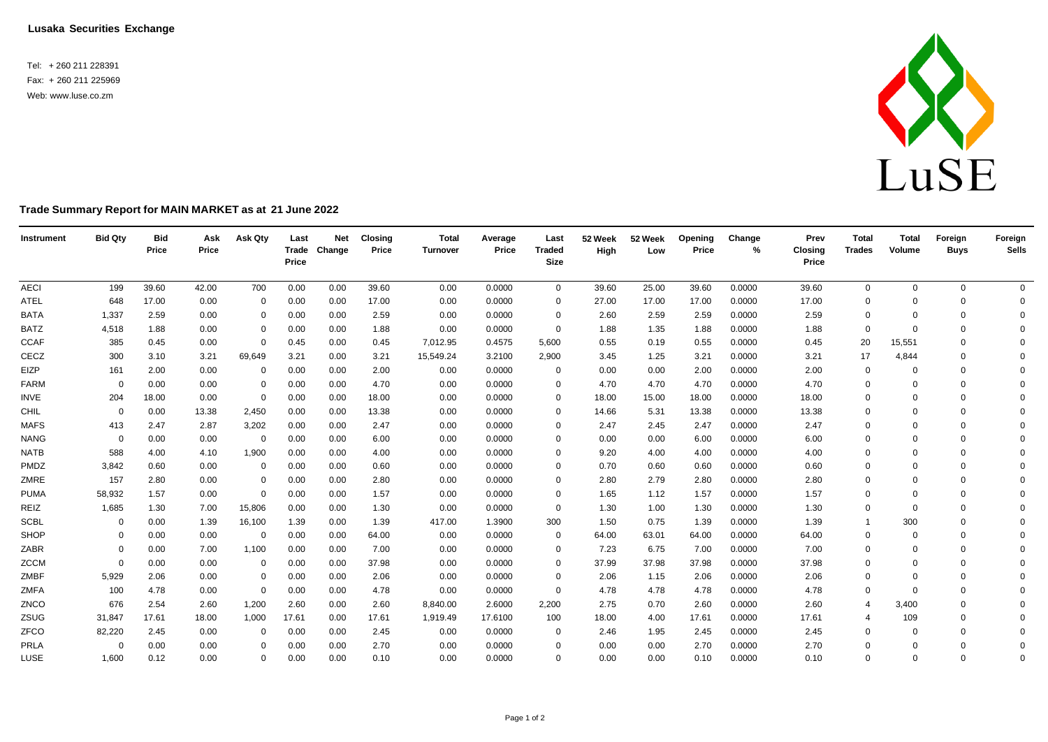**Lusaka Securities Exchange**

Tel: + 260 211 228391
Fax: + 260 211 225969
Web: www.luse.co.zm

LuSE

## Trade Summary Report for MAIN MARKET as at 21 June 2022

| Instrument | Bid Qty | Bid Price | Ask Price | Ask Qty | Last Trade Price | Net Change | Closing Price | Total Turnover | Average Price | Last Traded Size | 52 Week High | 52 Week Low | Opening Price | Change % | Prev Closing Price | Total Trades | Total Volume | Foreign Buys | Foreign Sells |
|---|---|---|---|---|---|---|---|---|---|---|---|---|---|---|---|---|---|---|---|
| AECI | 199 | 39.60 | 42.00 | 700 | 0.00 | 0.00 | 39.60 | 0.00 | 0.0000 | 0 | 39.60 | 25.00 | 39.60 | 0.0000 | 39.60 | 0 | 0 | 0 | 0 |
| ATEL | 648 | 17.00 | 0.00 | 0 | 0.00 | 0.00 | 17.00 | 0.00 | 0.0000 | 0 | 27.00 | 17.00 | 17.00 | 0.0000 | 17.00 | 0 | 0 | 0 | 0 |
| BATA | 1,337 | 2.59 | 0.00 | 0 | 0.00 | 0.00 | 2.59 | 0.00 | 0.0000 | 0 | 2.60 | 2.59 | 2.59 | 0.0000 | 2.59 | 0 | 0 | 0 | 0 |
| BATZ | 4,518 | 1.88 | 0.00 | 0 | 0.00 | 0.00 | 1.88 | 0.00 | 0.0000 | 0 | 1.88 | 1.35 | 1.88 | 0.0000 | 1.88 | 0 | 0 | 0 | 0 |
| CCAF | 385 | 0.45 | 0.00 | 0 | 0.45 | 0.00 | 0.45 | 7,012.95 | 0.4575 | 5,600 | 0.55 | 0.19 | 0.55 | 0.0000 | 0.45 | 20 | 15,551 | 0 | 0 |
| CECZ | 300 | 3.10 | 3.21 | 69,649 | 3.21 | 0.00 | 3.21 | 15,549.24 | 3.2100 | 2,900 | 3.45 | 1.25 | 3.21 | 0.0000 | 3.21 | 17 | 4,844 | 0 | 0 |
| EIZP | 161 | 2.00 | 0.00 | 0 | 0.00 | 0.00 | 2.00 | 0.00 | 0.0000 | 0 | 0.00 | 0.00 | 2.00 | 0.0000 | 2.00 | 0 | 0 | 0 | 0 |
| FARM | 0 | 0.00 | 0.00 | 0 | 0.00 | 0.00 | 4.70 | 0.00 | 0.0000 | 0 | 4.70 | 4.70 | 4.70 | 0.0000 | 4.70 | 0 | 0 | 0 | 0 |
| INVE | 204 | 18.00 | 0.00 | 0 | 0.00 | 0.00 | 18.00 | 0.00 | 0.0000 | 0 | 18.00 | 15.00 | 18.00 | 0.0000 | 18.00 | 0 | 0 | 0 | 0 |
| CHIL | 0 | 0.00 | 13.38 | 2,450 | 0.00 | 0.00 | 13.38 | 0.00 | 0.0000 | 0 | 14.66 | 5.31 | 13.38 | 0.0000 | 13.38 | 0 | 0 | 0 | 0 |
| MAFS | 413 | 2.47 | 2.87 | 3,202 | 0.00 | 0.00 | 2.47 | 0.00 | 0.0000 | 0 | 2.47 | 2.45 | 2.47 | 0.0000 | 2.47 | 0 | 0 | 0 | 0 |
| NANG | 0 | 0.00 | 0.00 | 0 | 0.00 | 0.00 | 6.00 | 0.00 | 0.0000 | 0 | 0.00 | 0.00 | 6.00 | 0.0000 | 6.00 | 0 | 0 | 0 | 0 |
| NATB | 588 | 4.00 | 4.10 | 1,900 | 0.00 | 0.00 | 4.00 | 0.00 | 0.0000 | 0 | 9.20 | 4.00 | 4.00 | 0.0000 | 4.00 | 0 | 0 | 0 | 0 |
| PMDZ | 3,842 | 0.60 | 0.00 | 0 | 0.00 | 0.00 | 0.60 | 0.00 | 0.0000 | 0 | 0.70 | 0.60 | 0.60 | 0.0000 | 0.60 | 0 | 0 | 0 | 0 |
| ZMRE | 157 | 2.80 | 0.00 | 0 | 0.00 | 0.00 | 2.80 | 0.00 | 0.0000 | 0 | 2.80 | 2.79 | 2.80 | 0.0000 | 2.80 | 0 | 0 | 0 | 0 |
| PUMA | 58,932 | 1.57 | 0.00 | 0 | 0.00 | 0.00 | 1.57 | 0.00 | 0.0000 | 0 | 1.65 | 1.12 | 1.57 | 0.0000 | 1.57 | 0 | 0 | 0 | 0 |
| REIZ | 1,685 | 1.30 | 7.00 | 15,806 | 0.00 | 0.00 | 1.30 | 0.00 | 0.0000 | 0 | 1.30 | 1.00 | 1.30 | 0.0000 | 1.30 | 0 | 0 | 0 | 0 |
| SCBL | 0 | 0.00 | 1.39 | 16,100 | 1.39 | 0.00 | 1.39 | 417.00 | 1.3900 | 300 | 1.50 | 0.75 | 1.39 | 0.0000 | 1.39 | 1 | 300 | 0 | 0 |
| SHOP | 0 | 0.00 | 0.00 | 0 | 0.00 | 0.00 | 64.00 | 0.00 | 0.0000 | 0 | 64.00 | 63.01 | 64.00 | 0.0000 | 64.00 | 0 | 0 | 0 | 0 |
| ZABR | 0 | 0.00 | 7.00 | 1,100 | 0.00 | 0.00 | 7.00 | 0.00 | 0.0000 | 0 | 7.23 | 6.75 | 7.00 | 0.0000 | 7.00 | 0 | 0 | 0 | 0 |
| ZCCM | 0 | 0.00 | 0.00 | 0 | 0.00 | 0.00 | 37.98 | 0.00 | 0.0000 | 0 | 37.99 | 37.98 | 37.98 | 0.0000 | 37.98 | 0 | 0 | 0 | 0 |
| ZMBF | 5,929 | 2.06 | 0.00 | 0 | 0.00 | 0.00 | 2.06 | 0.00 | 0.0000 | 0 | 2.06 | 1.15 | 2.06 | 0.0000 | 2.06 | 0 | 0 | 0 | 0 |
| ZMFA | 100 | 4.78 | 0.00 | 0 | 0.00 | 0.00 | 4.78 | 0.00 | 0.0000 | 0 | 4.78 | 4.78 | 4.78 | 0.0000 | 4.78 | 0 | 0 | 0 | 0 |
| ZNCO | 676 | 2.54 | 2.60 | 1,200 | 2.60 | 0.00 | 2.60 | 8,840.00 | 2.6000 | 2,200 | 2.75 | 0.70 | 2.60 | 0.0000 | 2.60 | 4 | 3,400 | 0 | 0 |
| ZSUG | 31,847 | 17.61 | 18.00 | 1,000 | 17.61 | 0.00 | 17.61 | 1,919.49 | 17.6100 | 100 | 18.00 | 4.00 | 17.61 | 0.0000 | 17.61 | 4 | 109 | 0 | 0 |
| ZFCO | 82,220 | 2.45 | 0.00 | 0 | 0.00 | 0.00 | 2.45 | 0.00 | 0.0000 | 0 | 2.46 | 1.95 | 2.45 | 0.0000 | 2.45 | 0 | 0 | 0 | 0 |
| PRLA | 0 | 0.00 | 0.00 | 0 | 0.00 | 0.00 | 2.70 | 0.00 | 0.0000 | 0 | 0.00 | 0.00 | 2.70 | 0.0000 | 2.70 | 0 | 0 | 0 | 0 |
| LUSE | 1,600 | 0.12 | 0.00 | 0 | 0.00 | 0.00 | 0.10 | 0.00 | 0.0000 | 0 | 0.00 | 0.00 | 0.10 | 0.0000 | 0.10 | 0 | 0 | 0 | 0 |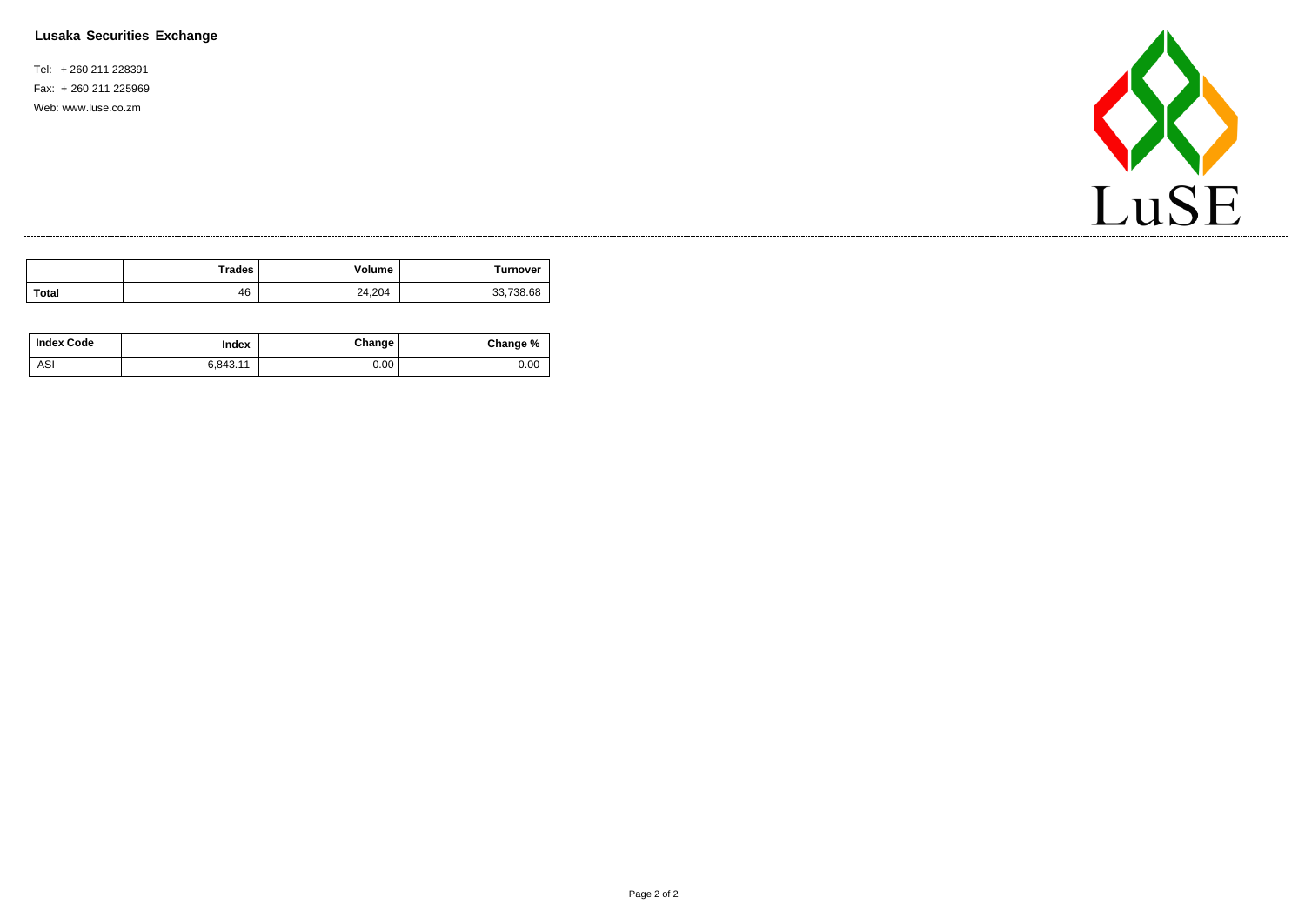**Lusaka Securities Exchange**

Tel: + 260 211 228391

Fax: + 260 211 225969

Web: www.luse.co.zm

LuSE

| | Trades | Volume | Turnover |
|---|---|---|---|
| **Total** | 46 | 24,204 | 33,738.68 |

| Index Code | Index | Change | Change % |
|---|---|---|---|
| ASI | 6,843.11 | 0.00 | 0.00 |